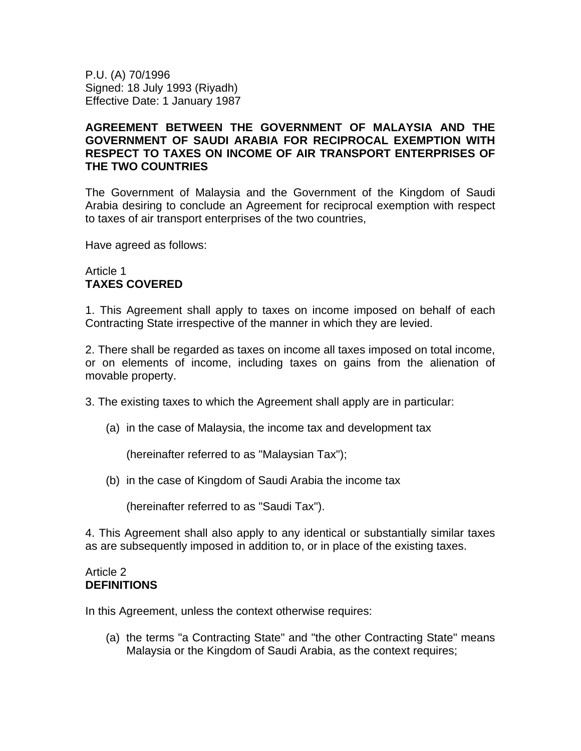P.U. (A) 70/1996
Signed: 18 July 1993 (Riyadh)
Effective Date: 1 January 1987

**AGREEMENT BETWEEN THE GOVERNMENT OF MALAYSIA AND THE GOVERNMENT OF SAUDI ARABIA FOR RECIPROCAL EXEMPTION WITH RESPECT TO TAXES ON INCOME OF AIR TRANSPORT ENTERPRISES OF THE TWO COUNTRIES**

The Government of Malaysia and the Government of the Kingdom of Saudi Arabia desiring to conclude an Agreement for reciprocal exemption with respect to taxes of air transport enterprises of the two countries,

Have agreed as follows:

Article 1
**TAXES COVERED**

1. This Agreement shall apply to taxes on income imposed on behalf of each Contracting State irrespective of the manner in which they are levied.

2. There shall be regarded as taxes on income all taxes imposed on total income, or on elements of income, including taxes on gains from the alienation of movable property.

3. The existing taxes to which the Agreement shall apply are in particular:

(a) in the case of Malaysia, the income tax and development tax

(hereinafter referred to as "Malaysian Tax");

(b) in the case of Kingdom of Saudi Arabia the income tax

(hereinafter referred to as "Saudi Tax").

4. This Agreement shall also apply to any identical or substantially similar taxes as are subsequently imposed in addition to, or in place of the existing taxes.

Article 2
**DEFINITIONS**

In this Agreement, unless the context otherwise requires:

(a) the terms "a Contracting State" and "the other Contracting State" means Malaysia or the Kingdom of Saudi Arabia, as the context requires;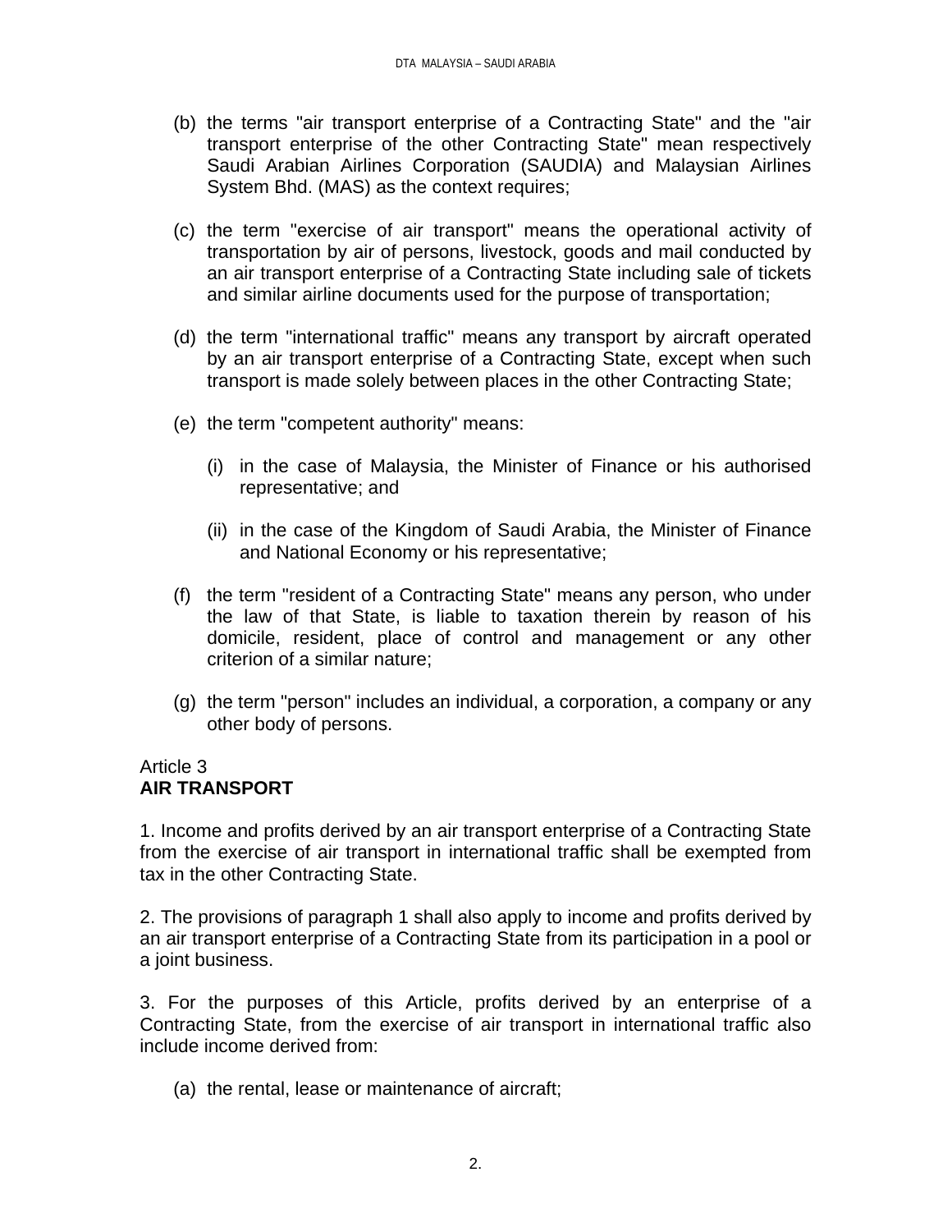(b) the terms "air transport enterprise of a Contracting State" and the "air transport enterprise of the other Contracting State" mean respectively Saudi Arabian Airlines Corporation (SAUDIA) and Malaysian Airlines System Bhd. (MAS) as the context requires;

(c) the term "exercise of air transport" means the operational activity of transportation by air of persons, livestock, goods and mail conducted by an air transport enterprise of a Contracting State including sale of tickets and similar airline documents used for the purpose of transportation;

(d) the term "international traffic" means any transport by aircraft operated by an air transport enterprise of a Contracting State, except when such transport is made solely between places in the other Contracting State;

(e) the term "competent authority" means:

  (i) in the case of Malaysia, the Minister of Finance or his authorised representative; and

  (ii) in the case of the Kingdom of Saudi Arabia, the Minister of Finance and National Economy or his representative;

(f) the term "resident of a Contracting State" means any person, who under the law of that State, is liable to taxation therein by reason of his domicile, resident, place of control and management or any other criterion of a similar nature;

(g) the term "person" includes an individual, a corporation, a company or any other body of persons.

Article 3
**AIR TRANSPORT**

1. Income and profits derived by an air transport enterprise of a Contracting State from the exercise of air transport in international traffic shall be exempted from tax in the other Contracting State.

2. The provisions of paragraph 1 shall also apply to income and profits derived by an air transport enterprise of a Contracting State from its participation in a pool or a joint business.

3. For the purposes of this Article, profits derived by an enterprise of a Contracting State, from the exercise of air transport in international traffic also include income derived from:

(a) the rental, lease or maintenance of aircraft;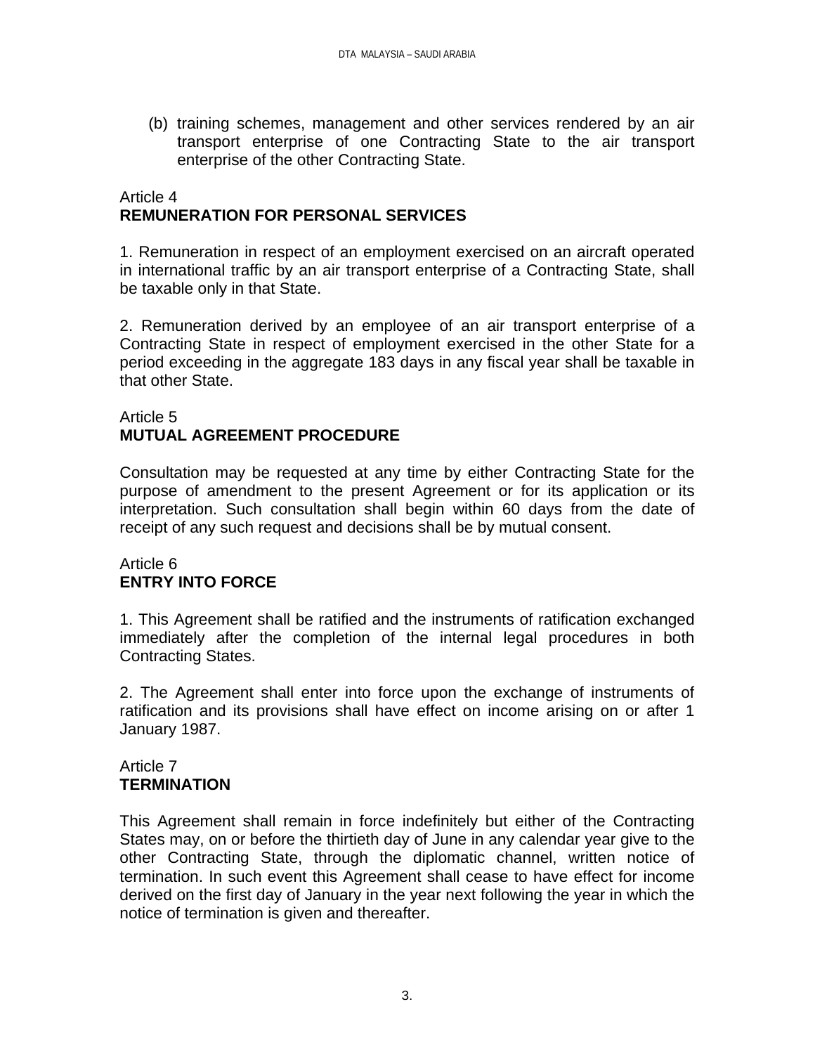(b) training schemes, management and other services rendered by an air transport enterprise of one Contracting State to the air transport enterprise of the other Contracting State.

Article 4
**REMUNERATION FOR PERSONAL SERVICES**

1. Remuneration in respect of an employment exercised on an aircraft operated in international traffic by an air transport enterprise of a Contracting State, shall be taxable only in that State.

2. Remuneration derived by an employee of an air transport enterprise of a Contracting State in respect of employment exercised in the other State for a period exceeding in the aggregate 183 days in any fiscal year shall be taxable in that other State.

Article 5
**MUTUAL AGREEMENT PROCEDURE**

Consultation may be requested at any time by either Contracting State for the purpose of amendment to the present Agreement or for its application or its interpretation. Such consultation shall begin within 60 days from the date of receipt of any such request and decisions shall be by mutual consent.

Article 6
**ENTRY INTO FORCE**

1. This Agreement shall be ratified and the instruments of ratification exchanged immediately after the completion of the internal legal procedures in both Contracting States.

2. The Agreement shall enter into force upon the exchange of instruments of ratification and its provisions shall have effect on income arising on or after 1 January 1987.

Article 7
**TERMINATION**

This Agreement shall remain in force indefinitely but either of the Contracting States may, on or before the thirtieth day of June in any calendar year give to the other Contracting State, through the diplomatic channel, written notice of termination. In such event this Agreement shall cease to have effect for income derived on the first day of January in the year next following the year in which the notice of termination is given and thereafter.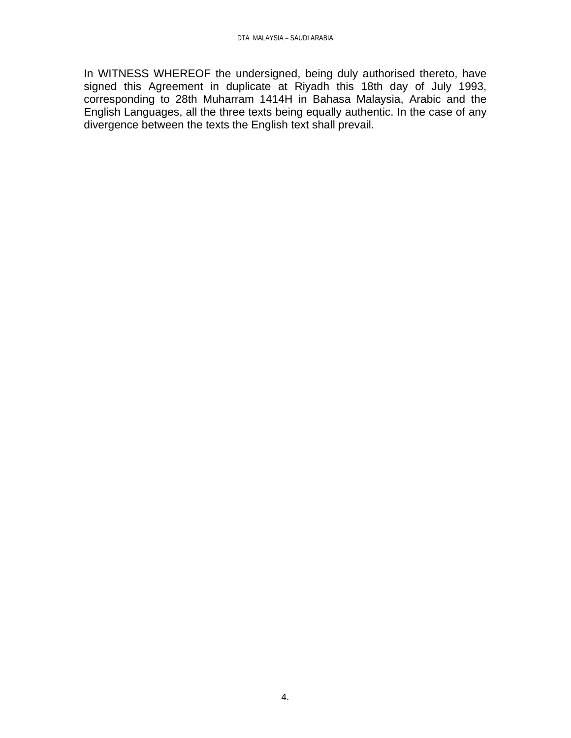In WITNESS WHEREOF the undersigned, being duly authorised thereto, have signed this Agreement in duplicate at Riyadh this 18th day of July 1993, corresponding to 28th Muharram 1414H in Bahasa Malaysia, Arabic and the English Languages, all the three texts being equally authentic. In the case of any divergence between the texts the English text shall prevail.